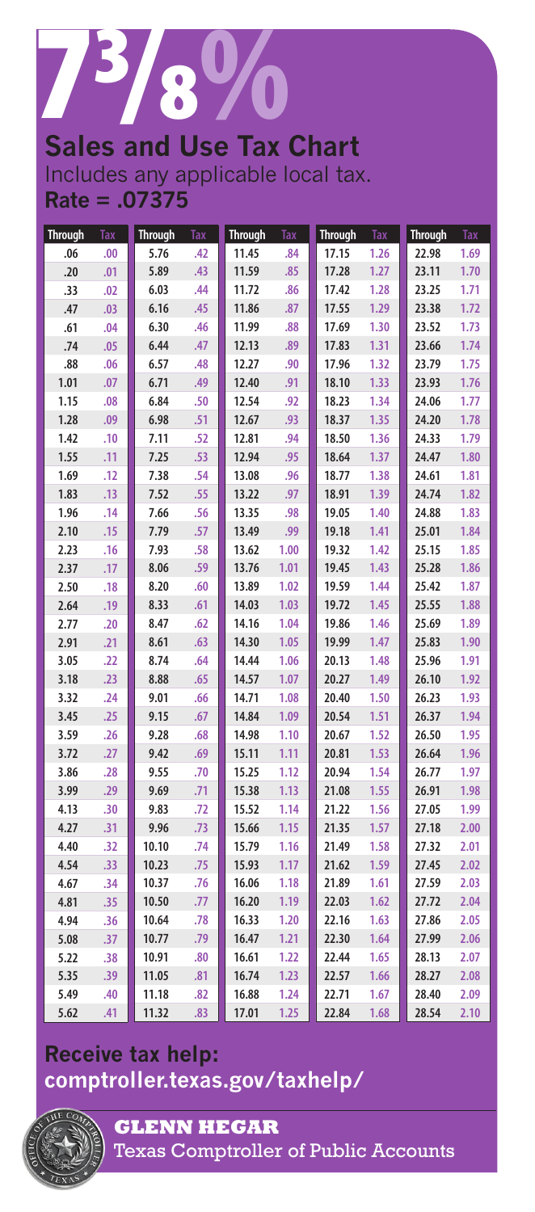# 7 3/8%

## Sales and Use Tax Chart

Includes any applicable local tax.

**Rate = .07375**

| Through | Tax | Through | Tax | Through | Tax | Through | Tax | Through | Tax |
|---|---|---|---|---|---|---|---|---|---|
| .06 | .00 | 5.76 | .42 | 11.45 | .84 | 17.15 | 1.26 | 22.98 | 1.69 |
| .20 | .01 | 5.89 | .43 | 11.59 | .85 | 17.28 | 1.27 | 23.11 | 1.70 |
| .33 | .02 | 6.03 | .44 | 11.72 | .86 | 17.42 | 1.28 | 23.25 | 1.71 |
| .47 | .03 | 6.16 | .45 | 11.86 | .87 | 17.55 | 1.29 | 23.38 | 1.72 |
| .61 | .04 | 6.30 | .46 | 11.99 | .88 | 17.69 | 1.30 | 23.52 | 1.73 |
| .74 | .05 | 6.44 | .47 | 12.13 | .89 | 17.83 | 1.31 | 23.66 | 1.74 |
| .88 | .06 | 6.57 | .48 | 12.27 | .90 | 17.96 | 1.32 | 23.79 | 1.75 |
| 1.01 | .07 | 6.71 | .49 | 12.40 | .91 | 18.10 | 1.33 | 23.93 | 1.76 |
| 1.15 | .08 | 6.84 | .50 | 12.54 | .92 | 18.23 | 1.34 | 24.06 | 1.77 |
| 1.28 | .09 | 6.98 | .51 | 12.67 | .93 | 18.37 | 1.35 | 24.20 | 1.78 |
| 1.42 | .10 | 7.11 | .52 | 12.81 | .94 | 18.50 | 1.36 | 24.33 | 1.79 |
| 1.55 | .11 | 7.25 | .53 | 12.94 | .95 | 18.64 | 1.37 | 24.47 | 1.80 |
| 1.69 | .12 | 7.38 | .54 | 13.08 | .96 | 18.77 | 1.38 | 24.61 | 1.81 |
| 1.83 | .13 | 7.52 | .55 | 13.22 | .97 | 18.91 | 1.39 | 24.74 | 1.82 |
| 1.96 | .14 | 7.66 | .56 | 13.35 | .98 | 19.05 | 1.40 | 24.88 | 1.83 |
| 2.10 | .15 | 7.79 | .57 | 13.49 | .99 | 19.18 | 1.41 | 25.01 | 1.84 |
| 2.23 | .16 | 7.93 | .58 | 13.62 | 1.00 | 19.32 | 1.42 | 25.15 | 1.85 |
| 2.37 | .17 | 8.06 | .59 | 13.76 | 1.01 | 19.45 | 1.43 | 25.28 | 1.86 |
| 2.50 | .18 | 8.20 | .60 | 13.89 | 1.02 | 19.59 | 1.44 | 25.42 | 1.87 |
| 2.64 | .19 | 8.33 | .61 | 14.03 | 1.03 | 19.72 | 1.45 | 25.55 | 1.88 |
| 2.77 | .20 | 8.47 | .62 | 14.16 | 1.04 | 19.86 | 1.46 | 25.69 | 1.89 |
| 2.91 | .21 | 8.61 | .63 | 14.30 | 1.05 | 19.99 | 1.47 | 25.83 | 1.90 |
| 3.05 | .22 | 8.74 | .64 | 14.44 | 1.06 | 20.13 | 1.48 | 25.96 | 1.91 |
| 3.18 | .23 | 8.88 | .65 | 14.57 | 1.07 | 20.27 | 1.49 | 26.10 | 1.92 |
| 3.32 | .24 | 9.01 | .66 | 14.71 | 1.08 | 20.40 | 1.50 | 26.23 | 1.93 |
| 3.45 | .25 | 9.15 | .67 | 14.84 | 1.09 | 20.54 | 1.51 | 26.37 | 1.94 |
| 3.59 | .26 | 9.28 | .68 | 14.98 | 1.10 | 20.67 | 1.52 | 26.50 | 1.95 |
| 3.72 | .27 | 9.42 | .69 | 15.11 | 1.11 | 20.81 | 1.53 | 26.64 | 1.96 |
| 3.86 | .28 | 9.55 | .70 | 15.25 | 1.12 | 20.94 | 1.54 | 26.77 | 1.97 |
| 3.99 | .29 | 9.69 | .71 | 15.38 | 1.13 | 21.08 | 1.55 | 26.91 | 1.98 |
| 4.13 | .30 | 9.83 | .72 | 15.52 | 1.14 | 21.22 | 1.56 | 27.05 | 1.99 |
| 4.27 | .31 | 9.96 | .73 | 15.66 | 1.15 | 21.35 | 1.57 | 27.18 | 2.00 |
| 4.40 | .32 | 10.10 | .74 | 15.79 | 1.16 | 21.49 | 1.58 | 27.32 | 2.01 |
| 4.54 | .33 | 10.23 | .75 | 15.93 | 1.17 | 21.62 | 1.59 | 27.45 | 2.02 |
| 4.67 | .34 | 10.37 | .76 | 16.06 | 1.18 | 21.89 | 1.61 | 27.59 | 2.03 |
| 4.81 | .35 | 10.50 | .77 | 16.20 | 1.19 | 22.03 | 1.62 | 27.72 | 2.04 |
| 4.94 | .36 | 10.64 | .78 | 16.33 | 1.20 | 22.16 | 1.63 | 27.86 | 2.05 |
| 5.08 | .37 | 10.77 | .79 | 16.47 | 1.21 | 22.30 | 1.64 | 27.99 | 2.06 |
| 5.22 | .38 | 10.91 | .80 | 16.61 | 1.22 | 22.44 | 1.65 | 28.13 | 2.07 |
| 5.35 | .39 | 11.05 | .81 | 16.74 | 1.23 | 22.57 | 1.66 | 28.27 | 2.08 |
| 5.49 | .40 | 11.18 | .82 | 16.88 | 1.24 | 22.71 | 1.67 | 28.40 | 2.09 |
| 5.62 | .41 | 11.32 | .83 | 17.01 | 1.25 | 22.84 | 1.68 | 28.54 | 2.10 |

**Receive tax help:**
**comptroller.texas.gov/taxhelp/**

**GLENN HEGAR**
Texas Comptroller of Public Accounts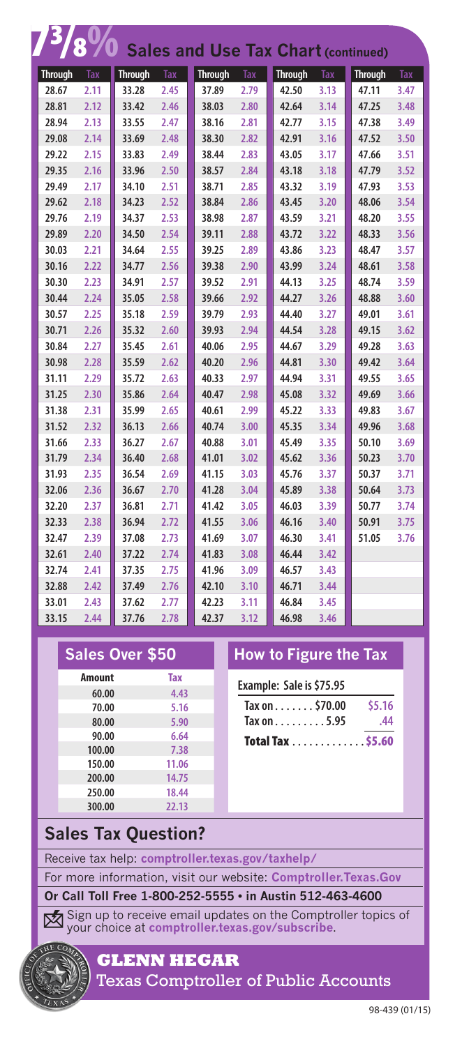# 7 3/8% Sales and Use Tax Chart (continued)

| Through | Tax | Through | Tax | Through | Tax | Through | Tax | Through | Tax |
|---|---|---|---|---|---|---|---|---|---|
| 28.67 | 2.11 | 33.28 | 2.45 | 37.89 | 2.79 | 42.50 | 3.13 | 47.11 | 3.47 |
| 28.81 | 2.12 | 33.42 | 2.46 | 38.03 | 2.80 | 42.64 | 3.14 | 47.25 | 3.48 |
| 28.94 | 2.13 | 33.55 | 2.47 | 38.16 | 2.81 | 42.77 | 3.15 | 47.38 | 3.49 |
| 29.08 | 2.14 | 33.69 | 2.48 | 38.30 | 2.82 | 42.91 | 3.16 | 47.52 | 3.50 |
| 29.22 | 2.15 | 33.83 | 2.49 | 38.44 | 2.83 | 43.05 | 3.17 | 47.66 | 3.51 |
| 29.35 | 2.16 | 33.96 | 2.50 | 38.57 | 2.84 | 43.18 | 3.18 | 47.79 | 3.52 |
| 29.49 | 2.17 | 34.10 | 2.51 | 38.71 | 2.85 | 43.32 | 3.19 | 47.93 | 3.53 |
| 29.62 | 2.18 | 34.23 | 2.52 | 38.84 | 2.86 | 43.45 | 3.20 | 48.06 | 3.54 |
| 29.76 | 2.19 | 34.37 | 2.53 | 38.98 | 2.87 | 43.59 | 3.21 | 48.20 | 3.55 |
| 29.89 | 2.20 | 34.50 | 2.54 | 39.11 | 2.88 | 43.72 | 3.22 | 48.33 | 3.56 |
| 30.03 | 2.21 | 34.64 | 2.55 | 39.25 | 2.89 | 43.86 | 3.23 | 48.47 | 3.57 |
| 30.16 | 2.22 | 34.77 | 2.56 | 39.38 | 2.90 | 43.99 | 3.24 | 48.61 | 3.58 |
| 30.30 | 2.23 | 34.91 | 2.57 | 39.52 | 2.91 | 44.13 | 3.25 | 48.74 | 3.59 |
| 30.44 | 2.24 | 35.05 | 2.58 | 39.66 | 2.92 | 44.27 | 3.26 | 48.88 | 3.60 |
| 30.57 | 2.25 | 35.18 | 2.59 | 39.79 | 2.93 | 44.40 | 3.27 | 49.01 | 3.61 |
| 30.71 | 2.26 | 35.32 | 2.60 | 39.93 | 2.94 | 44.54 | 3.28 | 49.15 | 3.62 |
| 30.84 | 2.27 | 35.45 | 2.61 | 40.06 | 2.95 | 44.67 | 3.29 | 49.28 | 3.63 |
| 30.98 | 2.28 | 35.59 | 2.62 | 40.20 | 2.96 | 44.81 | 3.30 | 49.42 | 3.64 |
| 31.11 | 2.29 | 35.72 | 2.63 | 40.33 | 2.97 | 44.94 | 3.31 | 49.55 | 3.65 |
| 31.25 | 2.30 | 35.86 | 2.64 | 40.47 | 2.98 | 45.08 | 3.32 | 49.69 | 3.66 |
| 31.38 | 2.31 | 35.99 | 2.65 | 40.61 | 2.99 | 45.22 | 3.33 | 49.83 | 3.67 |
| 31.52 | 2.32 | 36.13 | 2.66 | 40.74 | 3.00 | 45.35 | 3.34 | 49.96 | 3.68 |
| 31.66 | 2.33 | 36.27 | 2.67 | 40.88 | 3.01 | 45.49 | 3.35 | 50.10 | 3.69 |
| 31.79 | 2.34 | 36.40 | 2.68 | 41.01 | 3.02 | 45.62 | 3.36 | 50.23 | 3.70 |
| 31.93 | 2.35 | 36.54 | 2.69 | 41.15 | 3.03 | 45.76 | 3.37 | 50.37 | 3.71 |
| 32.06 | 2.36 | 36.67 | 2.70 | 41.28 | 3.04 | 45.89 | 3.38 | 50.64 | 3.73 |
| 32.20 | 2.37 | 36.81 | 2.71 | 41.42 | 3.05 | 46.03 | 3.39 | 50.77 | 3.74 |
| 32.33 | 2.38 | 36.94 | 2.72 | 41.55 | 3.06 | 46.16 | 3.40 | 50.91 | 3.75 |
| 32.47 | 2.39 | 37.08 | 2.73 | 41.69 | 3.07 | 46.30 | 3.41 | 51.05 | 3.76 |
| 32.61 | 2.40 | 37.22 | 2.74 | 41.83 | 3.08 | 46.44 | 3.42 | | |
| 32.74 | 2.41 | 37.35 | 2.75 | 41.96 | 3.09 | 46.57 | 3.43 | | |
| 32.88 | 2.42 | 37.49 | 2.76 | 42.10 | 3.10 | 46.71 | 3.44 | | |
| 33.01 | 2.43 | 37.62 | 2.77 | 42.23 | 3.11 | 46.84 | 3.45 | | |
| 33.15 | 2.44 | 37.76 | 2.78 | 42.37 | 3.12 | 46.98 | 3.46 | | |

## Sales Over $50

| Amount | Tax |
|---|---|
| 60.00 | 4.43 |
| 70.00 | 5.16 |
| 80.00 | 5.90 |
| 90.00 | 6.64 |
| 100.00 | 7.38 |
| 150.00 | 11.06 |
| 200.00 | 14.75 |
| 250.00 | 18.44 |
| 300.00 | 22.13 |

## How to Figure the Tax

**Example: Sale is $75.95**

| | |
|---|---|
| Tax on . . . . . . . $70.00 | $5.16 |
| Tax on . . . . . . . . . 5.95 | .44 |
| **Total Tax . . . . . . . . . . . . .** | **$5.60** |

## Sales Tax Question?

Receive tax help: **comptroller.texas.gov/taxhelp/**

For more information, visit our website: **Comptroller.Texas.Gov**

**Or Call Toll Free 1-800-252-5555 • in Austin 512-463-4600**

Sign up to receive email updates on the Comptroller topics of your choice at **comptroller.texas.gov/subscribe**.

**GLENN HEGAR**
Texas Comptroller of Public Accounts

98-439 (01/15)